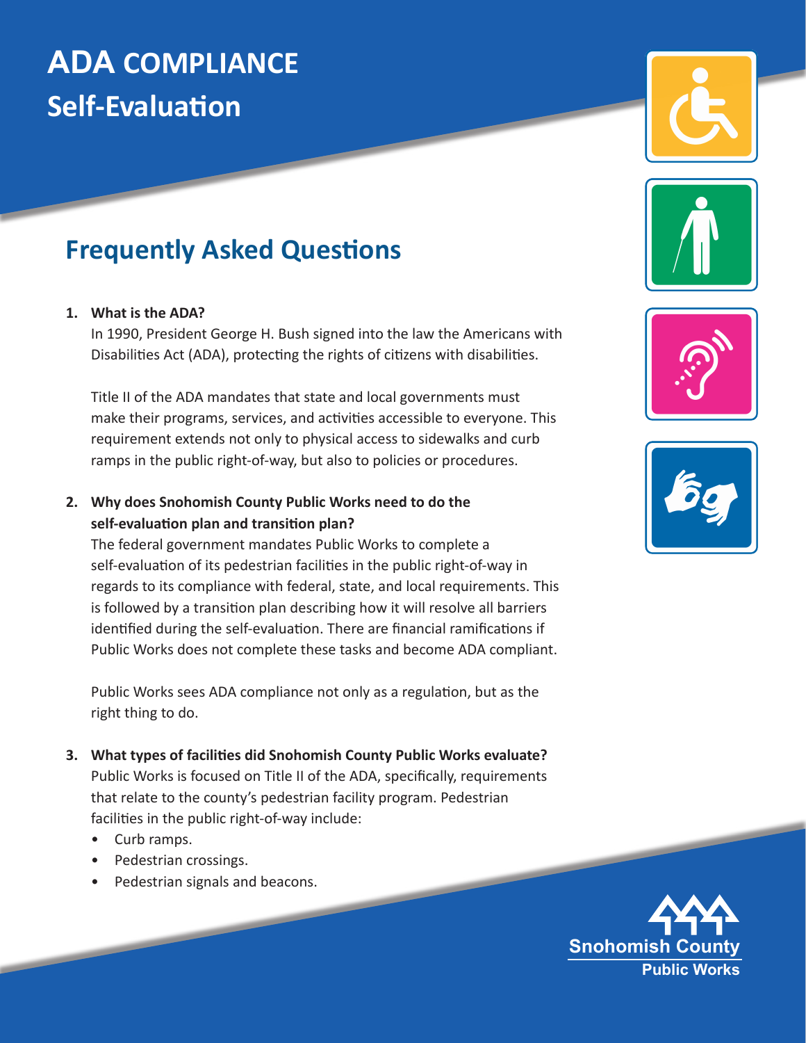# ADA COMPLIANCE
# Self-Evaluation

## Frequently Asked Questions

1. **What is the ADA?**
   In 1990, President George H. Bush signed into the law the Americans with Disabilities Act (ADA), protecting the rights of citizens with disabilities.

   Title II of the ADA mandates that state and local governments must make their programs, services, and activities accessible to everyone. This requirement extends not only to physical access to sidewalks and curb ramps in the public right-of-way, but also to policies or procedures.

2. **Why does Snohomish County Public Works need to do the self-evaluation plan and transition plan?**
   The federal government mandates Public Works to complete a self-evaluation of its pedestrian facilities in the public right-of-way in regards to its compliance with federal, state, and local requirements. This is followed by a transition plan describing how it will resolve all barriers identified during the self-evaluation. There are financial ramifications if Public Works does not complete these tasks and become ADA compliant.

   Public Works sees ADA compliance not only as a regulation, but as the right thing to do.

3. **What types of facilities did Snohomish County Public Works evaluate?**
   Public Works is focused on Title II of the ADA, specifically, requirements that relate to the county's pedestrian facility program. Pedestrian facilities in the public right-of-way include:
   - Curb ramps.
   - Pedestrian crossings.
   - Pedestrian signals and beacons.

Snohomish County
Public Works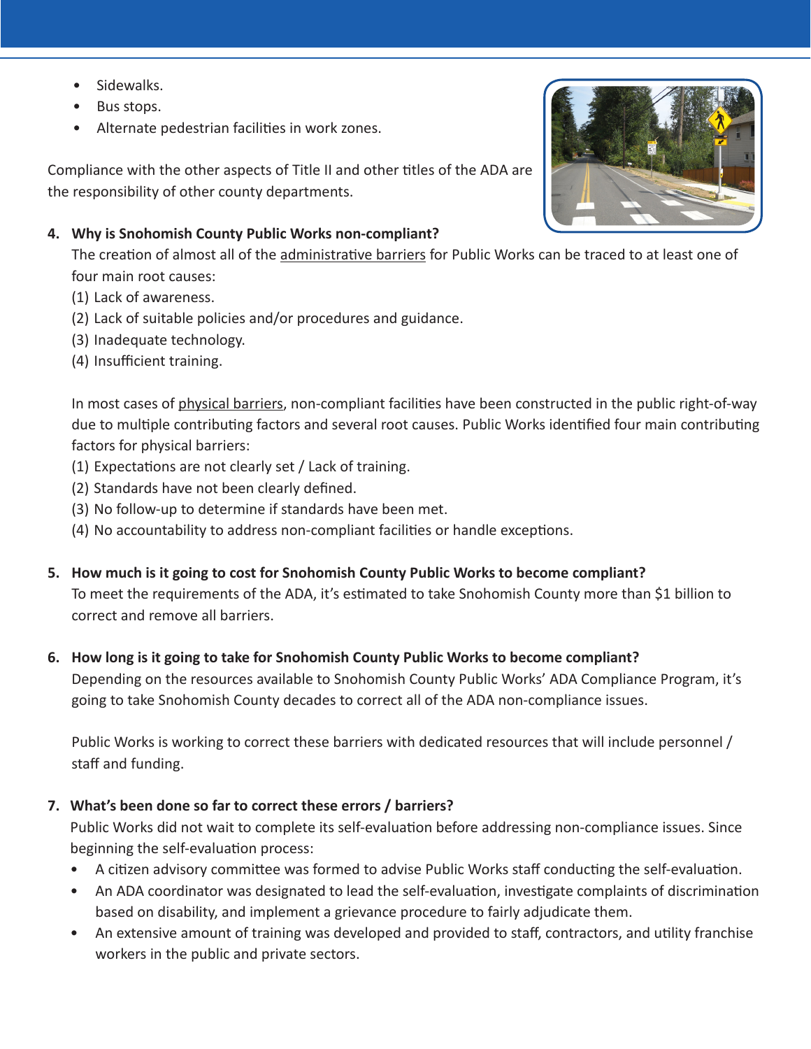- Sidewalks.
- Bus stops.
- Alternate pedestrian facilities in work zones.

Compliance with the other aspects of Title II and other titles of the ADA are the responsibility of other county departments.

**4. Why is Snohomish County Public Works non-compliant?**

The creation of almost all of the administrative barriers for Public Works can be traced to at least one of four main root causes:

(1) Lack of awareness.
(2) Lack of suitable policies and/or procedures and guidance.
(3) Inadequate technology.
(4) Insufficient training.

In most cases of physical barriers, non-compliant facilities have been constructed in the public right-of-way due to multiple contributing factors and several root causes. Public Works identified four main contributing factors for physical barriers:

(1) Expectations are not clearly set / Lack of training.
(2) Standards have not been clearly defined.
(3) No follow-up to determine if standards have been met.
(4) No accountability to address non-compliant facilities or handle exceptions.

**5. How much is it going to cost for Snohomish County Public Works to become compliant?**

To meet the requirements of the ADA, it's estimated to take Snohomish County more than $1 billion to correct and remove all barriers.

**6. How long is it going to take for Snohomish County Public Works to become compliant?**

Depending on the resources available to Snohomish County Public Works' ADA Compliance Program, it's going to take Snohomish County decades to correct all of the ADA non-compliance issues.

Public Works is working to correct these barriers with dedicated resources that will include personnel / staff and funding.

**7. What's been done so far to correct these errors / barriers?**

Public Works did not wait to complete its self-evaluation before addressing non-compliance issues. Since beginning the self-evaluation process:

- A citizen advisory committee was formed to advise Public Works staff conducting the self-evaluation.
- An ADA coordinator was designated to lead the self-evaluation, investigate complaints of discrimination based on disability, and implement a grievance procedure to fairly adjudicate them.
- An extensive amount of training was developed and provided to staff, contractors, and utility franchise workers in the public and private sectors.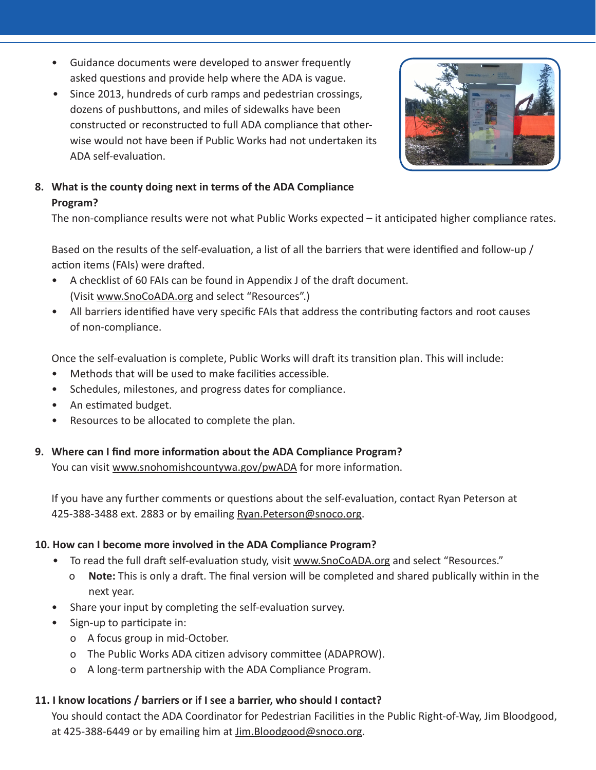- Guidance documents were developed to answer frequently asked questions and provide help where the ADA is vague.
- Since 2013, hundreds of curb ramps and pedestrian crossings, dozens of pushbuttons, and miles of sidewalks have been constructed or reconstructed to full ADA compliance that otherwise would not have been if Public Works had not undertaken its ADA self-evaluation.

**8. What is the county doing next in terms of the ADA Compliance Program?**

The non-compliance results were not what Public Works expected – it anticipated higher compliance rates.

Based on the results of the self-evaluation, a list of all the barriers that were identified and follow-up / action items (FAIs) were drafted.

- A checklist of 60 FAIs can be found in Appendix J of the draft document. (Visit www.SnoCoADA.org and select "Resources".)
- All barriers identified have very specific FAIs that address the contributing factors and root causes of non-compliance.

Once the self-evaluation is complete, Public Works will draft its transition plan. This will include:

- Methods that will be used to make facilities accessible.
- Schedules, milestones, and progress dates for compliance.
- An estimated budget.
- Resources to be allocated to complete the plan.

**9. Where can I find more information about the ADA Compliance Program?**

You can visit www.snohomishcountywa.gov/pwADA for more information.

If you have any further comments or questions about the self-evaluation, contact Ryan Peterson at 425-388-3488 ext. 2883 or by emailing Ryan.Peterson@snoco.org.

**10. How can I become more involved in the ADA Compliance Program?**

- To read the full draft self-evaluation study, visit www.SnoCoADA.org and select "Resources."
  - **Note:** This is only a draft. The final version will be completed and shared publically within in the next year.
- Share your input by completing the self-evaluation survey.
- Sign-up to participate in:
  - A focus group in mid-October.
  - The Public Works ADA citizen advisory committee (ADAPROW).
  - A long-term partnership with the ADA Compliance Program.

**11. I know locations / barriers or if I see a barrier, who should I contact?**

You should contact the ADA Coordinator for Pedestrian Facilities in the Public Right-of-Way, Jim Bloodgood, at 425-388-6449 or by emailing him at Jim.Bloodgood@snoco.org.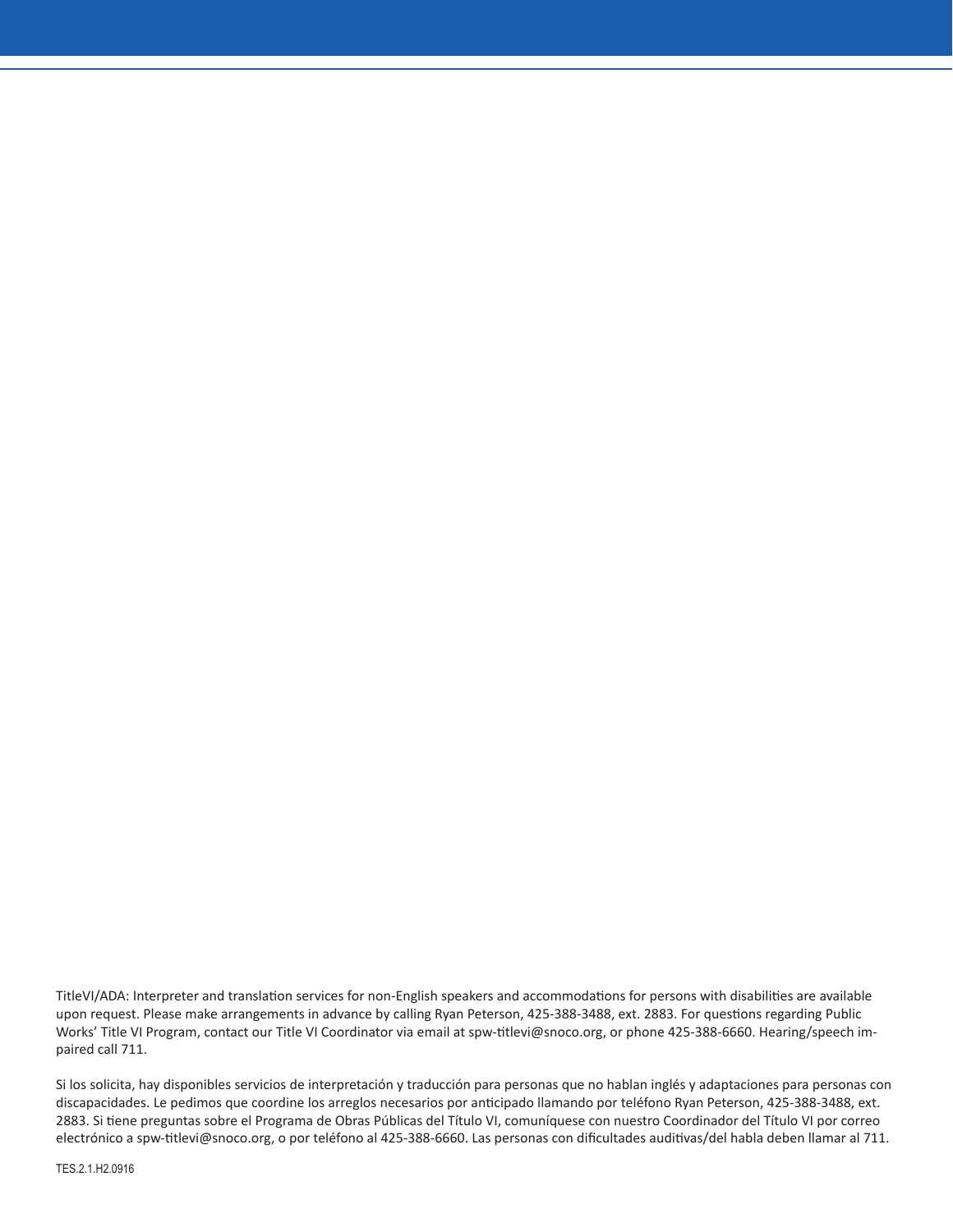TitleVI/ADA: Interpreter and translation services for non-English speakers and accommodations for persons with disabilities are available upon request. Please make arrangements in advance by calling Ryan Peterson, 425-388-3488, ext. 2883. For questions regarding Public Works' Title VI Program, contact our Title VI Coordinator via email at spw-titlevi@snoco.org, or phone 425-388-6660. Hearing/speech impaired call 711.

Si los solicita, hay disponibles servicios de interpretación y traducción para personas que no hablan inglés y adaptaciones para personas con discapacidades. Le pedimos que coordine los arreglos necesarios por anticipado llamando por teléfono Ryan Peterson, 425-388-3488, ext. 2883. Si tiene preguntas sobre el Programa de Obras Públicas del Título VI, comuníquese con nuestro Coordinador del Título VI por correo electrónico a spw-titlevi@snoco.org, o por teléfono al 425-388-6660. Las personas con dificultades auditivas/del habla deben llamar al 711.

TES.2.1.H2.0916